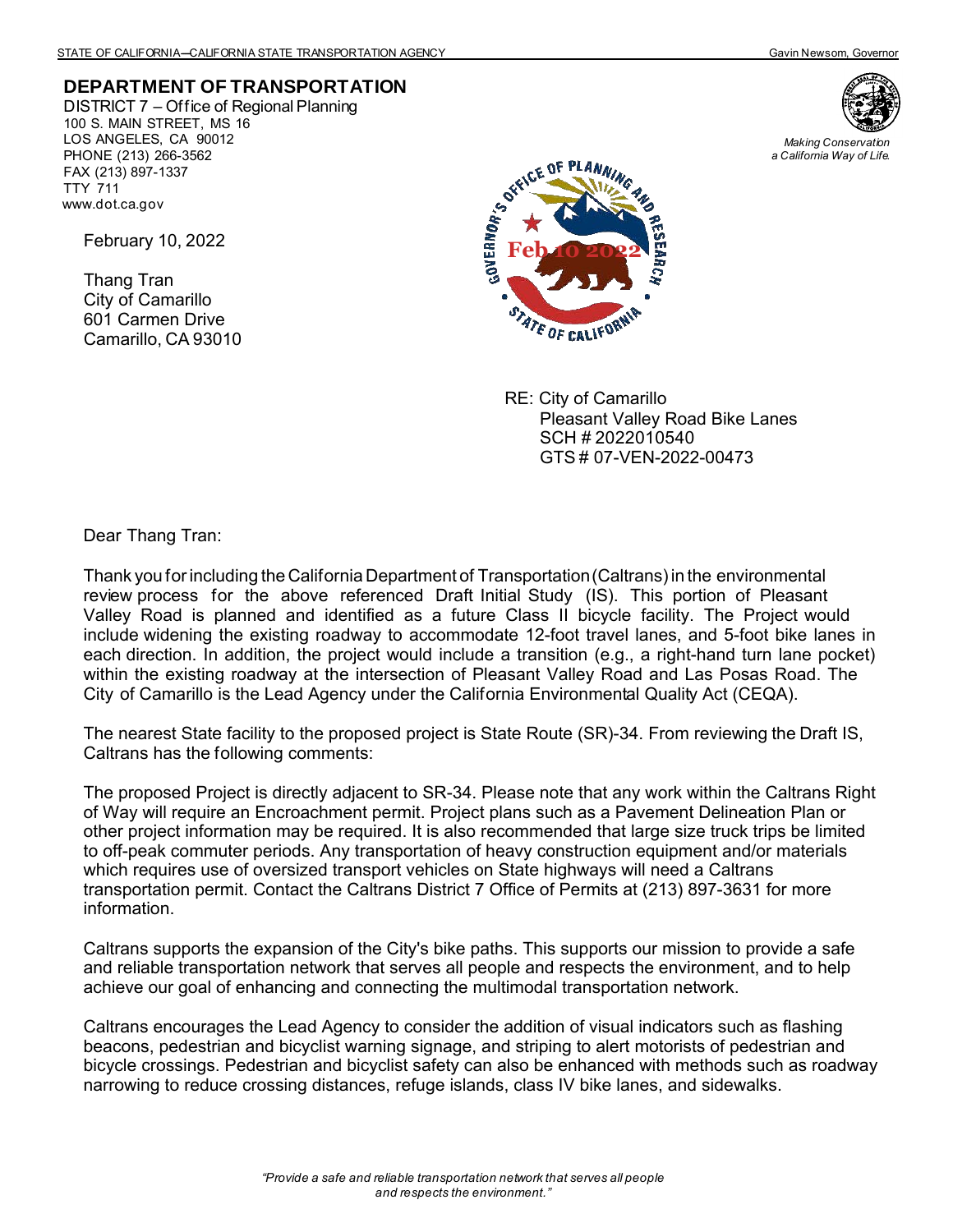STATE OF CALIFORNIA—CALIFORNIA STATE TRANSPORTATION AGENCY Gavin Newsom, Governor

**DEPARTMENT OF TRANSPORTATION**
DISTRICT 7 – Office of Regional Planning
100 S. MAIN STREET, MS 16
LOS ANGELES, CA 90012
PHONE (213) 266-3562
FAX (213) 897-1337
TTY 711
www.dot.ca.gov

*Making Conservation a California Way of Life.*

Feb 10 2022

February 10, 2022

Thang Tran
City of Camarillo
601 Carmen Drive
Camarillo, CA 93010

RE: City of Camarillo
Pleasant Valley Road Bike Lanes
SCH # 2022010540
GTS # 07-VEN-2022-00473

Dear Thang Tran:

Thank you for including the California Department of Transportation (Caltrans) in the environmental review process for the above referenced Draft Initial Study (IS). This portion of Pleasant Valley Road is planned and identified as a future Class II bicycle facility. The Project would include widening the existing roadway to accommodate 12-foot travel lanes, and 5-foot bike lanes in each direction. In addition, the project would include a transition (e.g., a right-hand turn lane pocket) within the existing roadway at the intersection of Pleasant Valley Road and Las Posas Road. The City of Camarillo is the Lead Agency under the California Environmental Quality Act (CEQA).

The nearest State facility to the proposed project is State Route (SR)-34. From reviewing the Draft IS, Caltrans has the following comments:

The proposed Project is directly adjacent to SR-34. Please note that any work within the Caltrans Right of Way will require an Encroachment permit. Project plans such as a Pavement Delineation Plan or other project information may be required. It is also recommended that large size truck trips be limited to off-peak commuter periods. Any transportation of heavy construction equipment and/or materials which requires use of oversized transport vehicles on State highways will need a Caltrans transportation permit. Contact the Caltrans District 7 Office of Permits at (213) 897-3631 for more information.

Caltrans supports the expansion of the City's bike paths. This supports our mission to provide a safe and reliable transportation network that serves all people and respects the environment, and to help achieve our goal of enhancing and connecting the multimodal transportation network.

Caltrans encourages the Lead Agency to consider the addition of visual indicators such as flashing beacons, pedestrian and bicyclist warning signage, and striping to alert motorists of pedestrian and bicycle crossings. Pedestrian and bicyclist safety can also be enhanced with methods such as roadway narrowing to reduce crossing distances, refuge islands, class IV bike lanes, and sidewalks.

*"Provide a safe and reliable transportation network that serves all people and respects the environment."*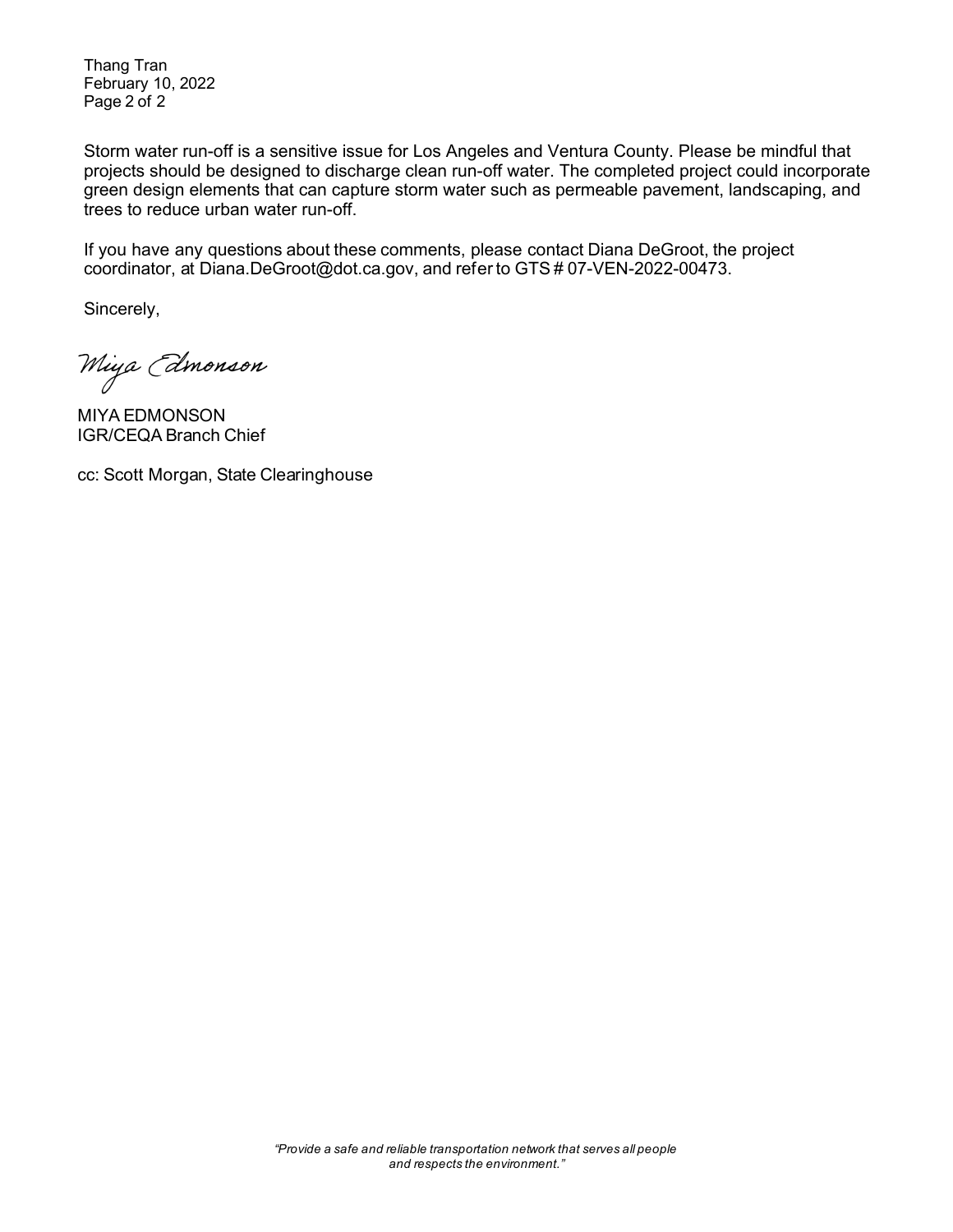Storm water run-off is a sensitive issue for Los Angeles and Ventura County. Please be mindful that projects should be designed to discharge clean run-off water. The completed project could incorporate green design elements that can capture storm water such as permeable pavement, landscaping, and trees to reduce urban water run-off.

If you have any questions about these comments, please contact Diana DeGroot, the project coordinator, at Diana.DeGroot@dot.ca.gov, and refer to GTS # 07-VEN-2022-00473.

Sincerely,

*Miya Edmonson*

MIYA EDMONSON
IGR/CEQA Branch Chief

cc: Scott Morgan, State Clearinghouse

*"Provide a safe and reliable transportation network that serves all people and respects the environment."*